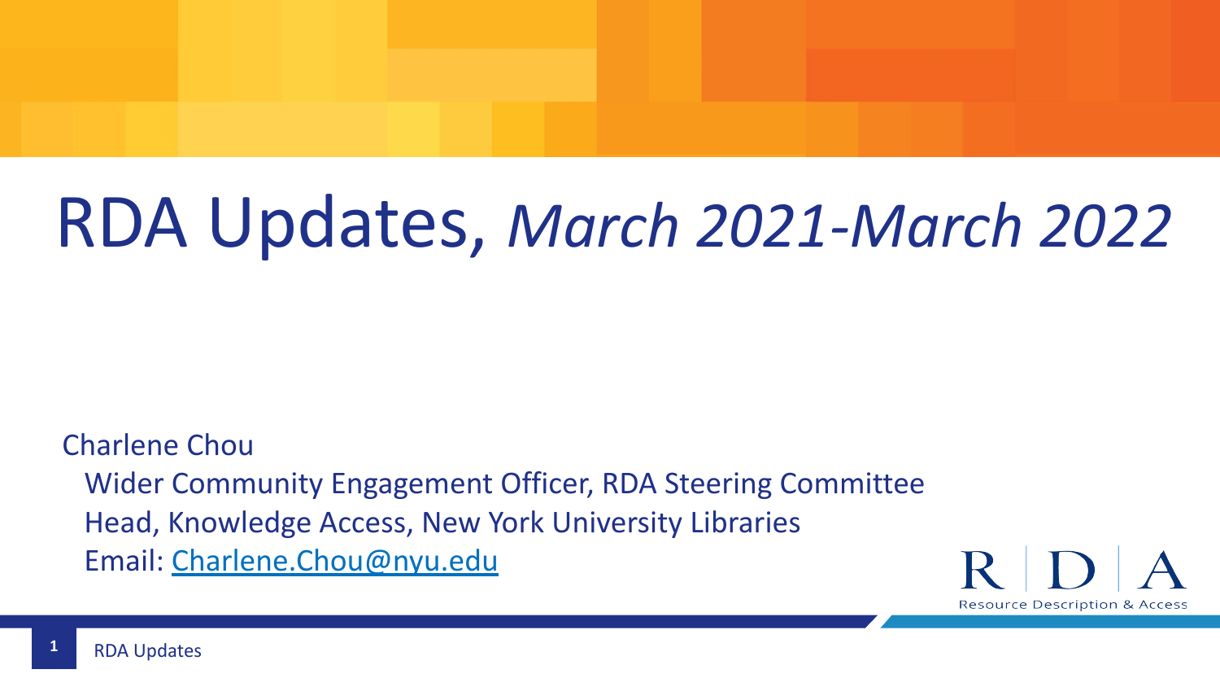# RDA Updates, *March 2021-March 2022*

Charlene Chou

Wider Community Engagement Officer, RDA Steering Committee

Head, Knowledge Access, New York University Libraries

Email: [Charlene.Chou@nyu.edu](mailto:Charlene.Chou@nyu.edu)

RDA
Resource Description & Access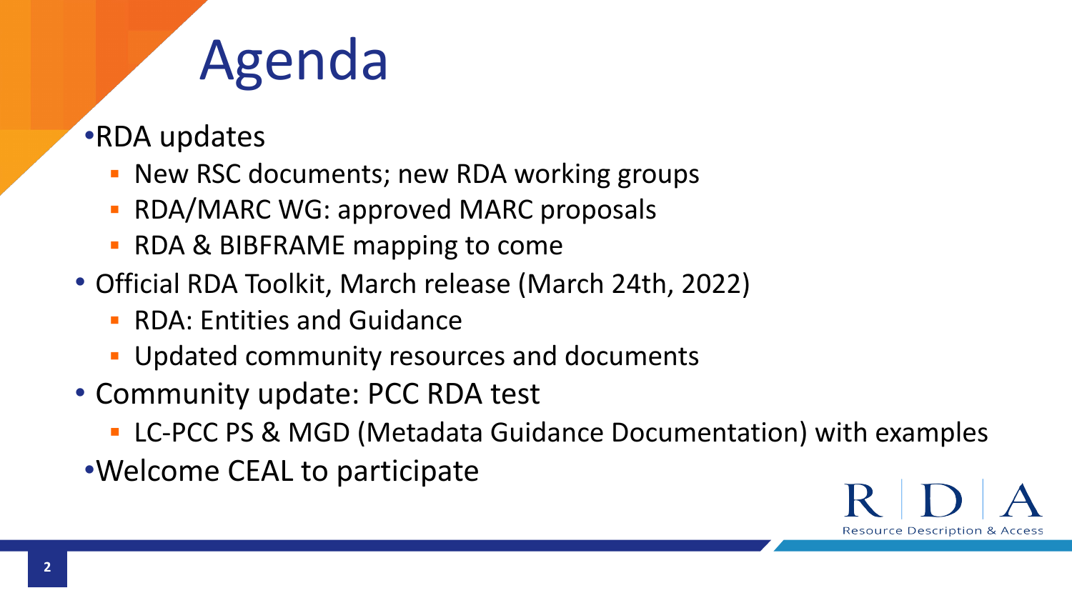# Agenda

- RDA updates
  - New RSC documents; new RDA working groups
  - RDA/MARC WG: approved MARC proposals
  - RDA & BIBFRAME mapping to come
- Official RDA Toolkit, March release (March 24th, 2022)
  - RDA: Entities and Guidance
  - Updated community resources and documents
- Community update: PCC RDA test
  - LC-PCC PS & MGD (Metadata Guidance Documentation) with examples
- Welcome CEAL to participate

RDA Resource Description & Access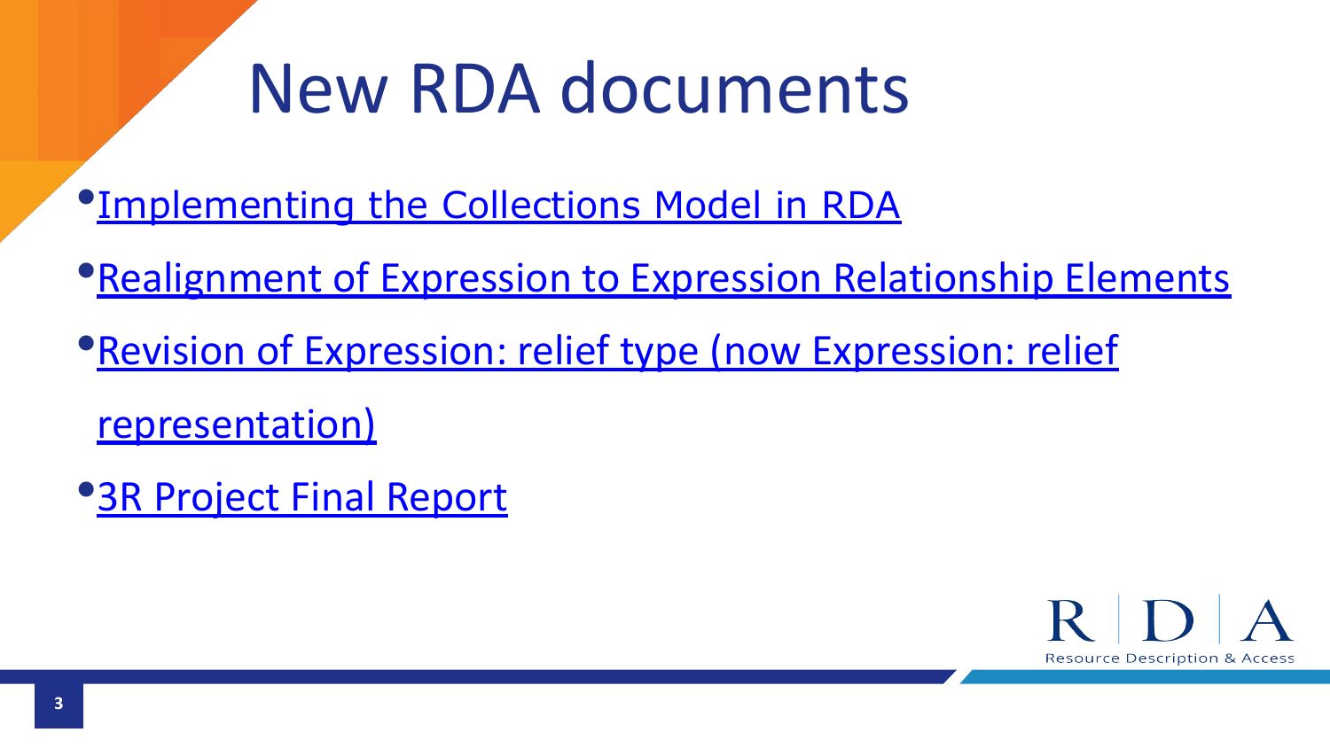# New RDA documents

- Implementing the Collections Model in RDA
- Realignment of Expression to Expression Relationship Elements
- Revision of Expression: relief type (now Expression: relief representation)
- 3R Project Final Report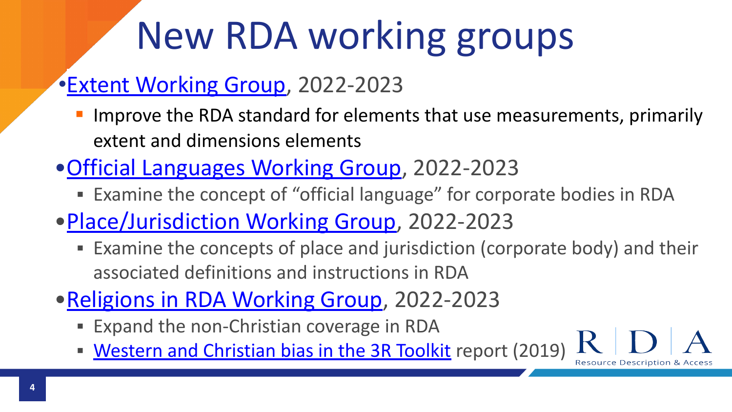# New RDA working groups

- Extent Working Group, 2022-2023
  - Improve the RDA standard for elements that use measurements, primarily extent and dimensions elements
- Official Languages Working Group, 2022-2023
  - Examine the concept of "official language" for corporate bodies in RDA
- Place/Jurisdiction Working Group, 2022-2023
  - Examine the concepts of place and jurisdiction (corporate body) and their associated definitions and instructions in RDA
- Religions in RDA Working Group, 2022-2023
  - Expand the non-Christian coverage in RDA
  - Western and Christian bias in the 3R Toolkit report (2019)

RDA Resource Description & Access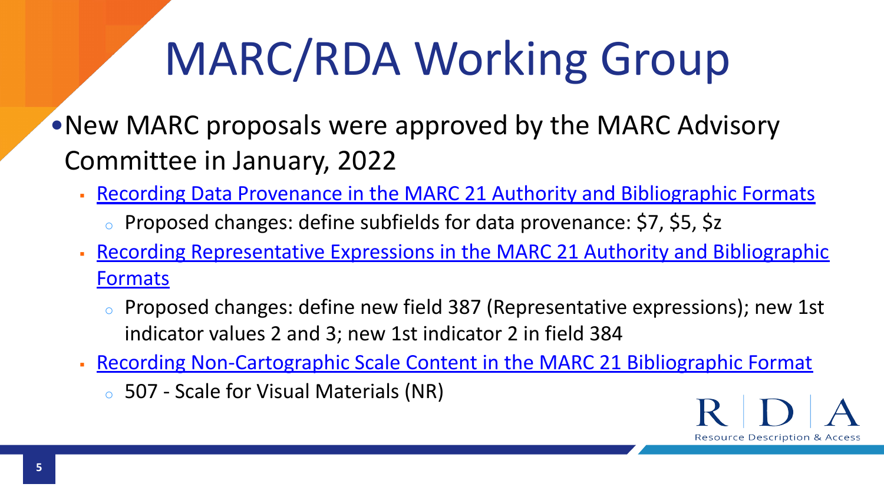# MARC/RDA Working Group

- New MARC proposals were approved by the MARC Advisory Committee in January, 2022
  - Recording Data Provenance in the MARC 21 Authority and Bibliographic Formats
    - Proposed changes: define subfields for data provenance: $7, $5, $z
  - Recording Representative Expressions in the MARC 21 Authority and Bibliographic Formats
    - Proposed changes: define new field 387 (Representative expressions); new 1st indicator values 2 and 3; new 1st indicator 2 in field 384
  - Recording Non-Cartographic Scale Content in the MARC 21 Bibliographic Format
    - 507 - Scale for Visual Materials (NR)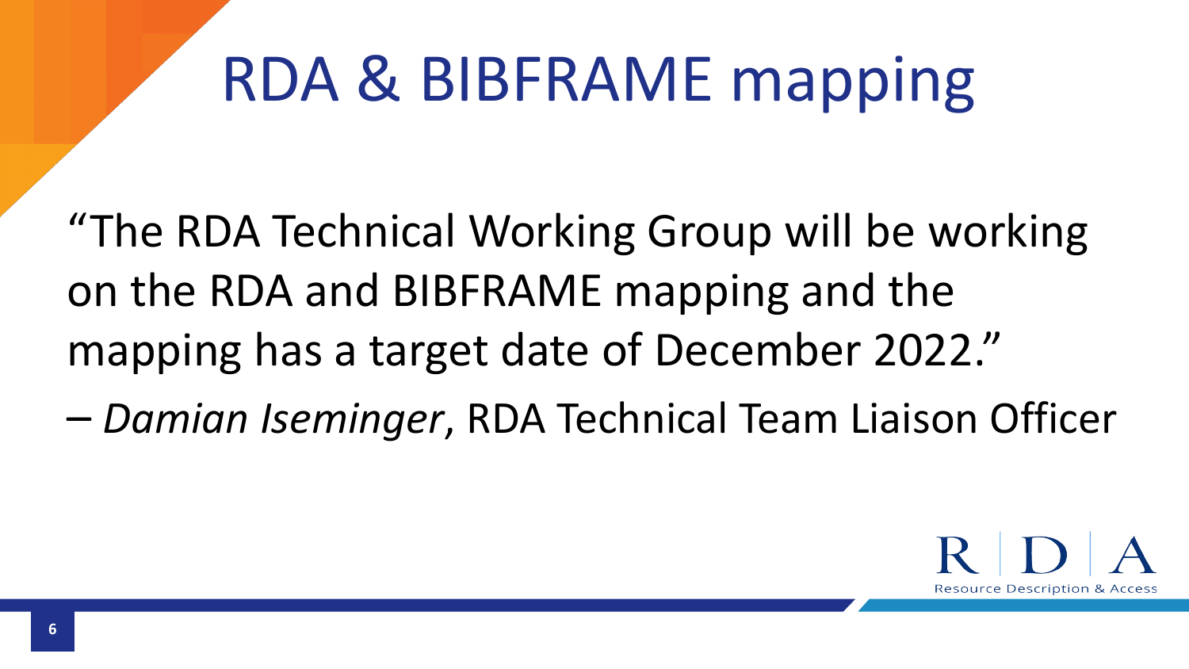# RDA & BIBFRAME mapping

"The RDA Technical Working Group will be working on the RDA and BIBFRAME mapping and the mapping has a target date of December 2022."

– *Damian Iseminger*, RDA Technical Team Liaison Officer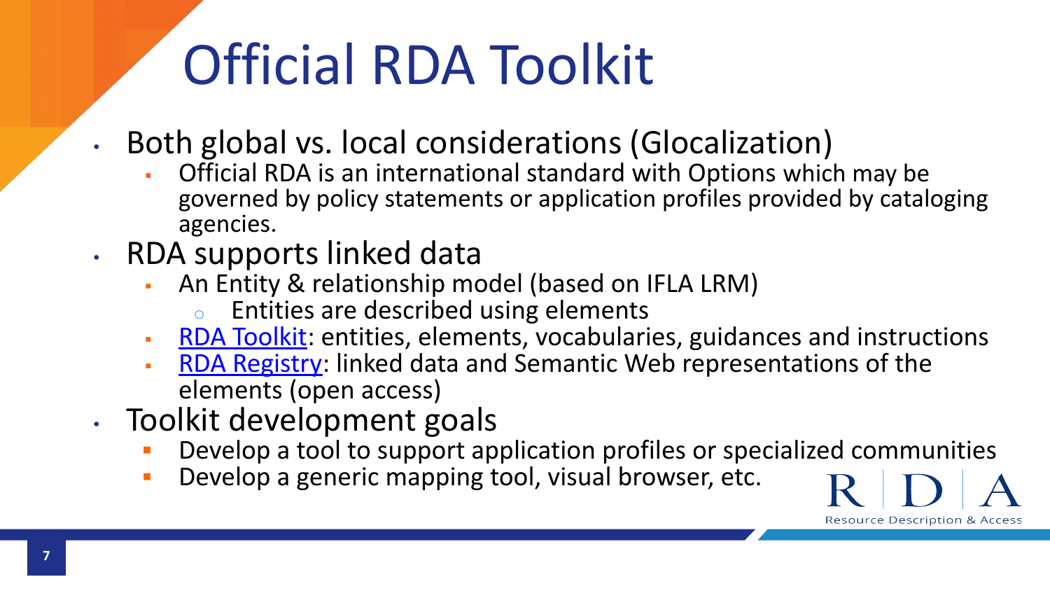# Official RDA Toolkit

- Both global vs. local considerations (Glocalization)
  - Official RDA is an international standard with Options which may be governed by policy statements or application profiles provided by cataloging agencies.
- RDA supports linked data
  - An Entity & relationship model (based on IFLA LRM)
    - Entities are described using elements
  - RDA Toolkit: entities, elements, vocabularies, guidances and instructions
  - RDA Registry: linked data and Semantic Web representations of the elements (open access)
- Toolkit development goals
  - Develop a tool to support application profiles or specialized communities
  - Develop a generic mapping tool, visual browser, etc.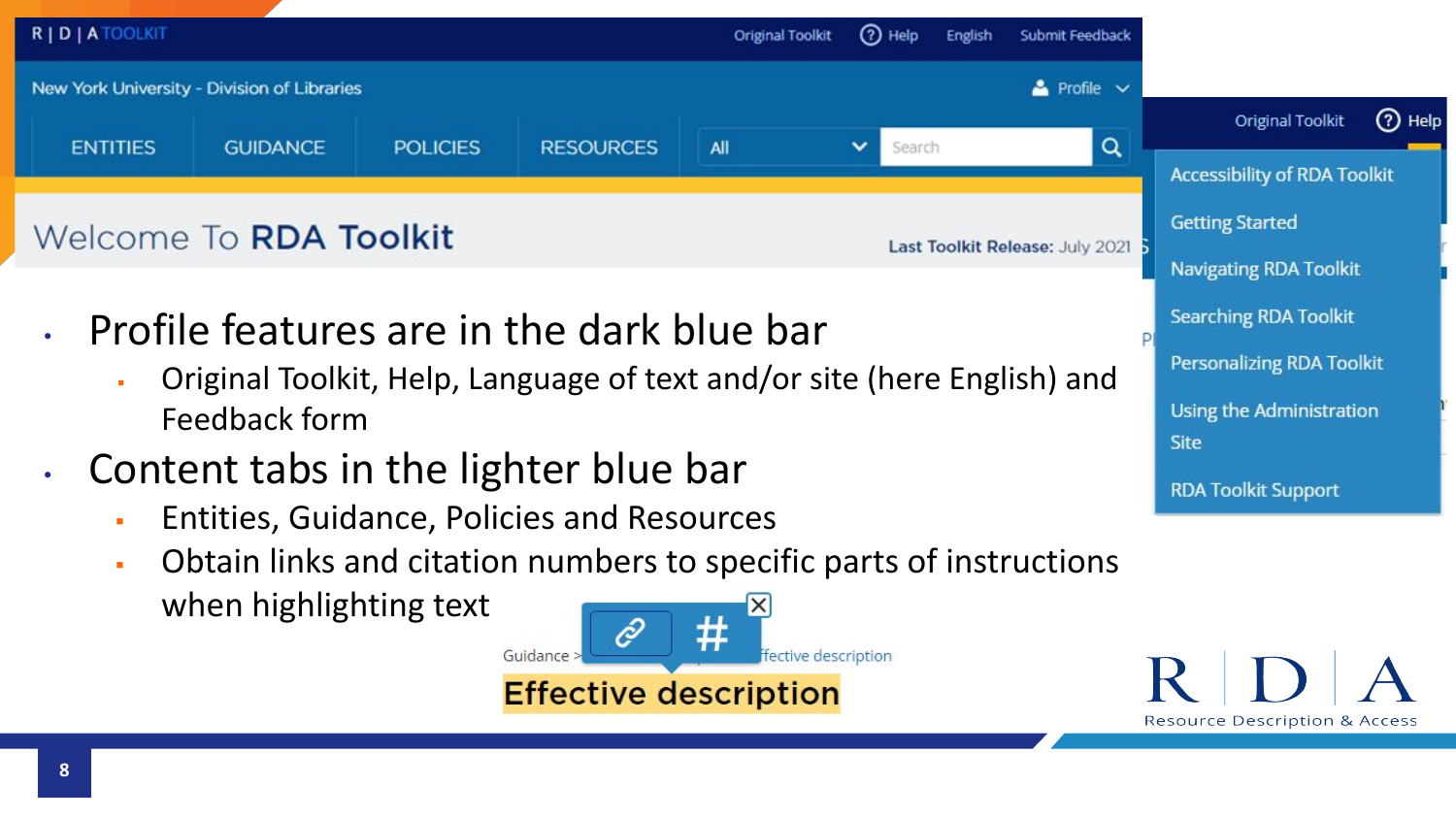- Profile features are in the dark blue bar
  - Original Toolkit, Help, Language of text and/or site (here English) and Feedback form
- Content tabs in the lighter blue bar
  - Entities, Guidance, Policies and Resources
  - Obtain links and citation numbers to specific parts of instructions when highlighting text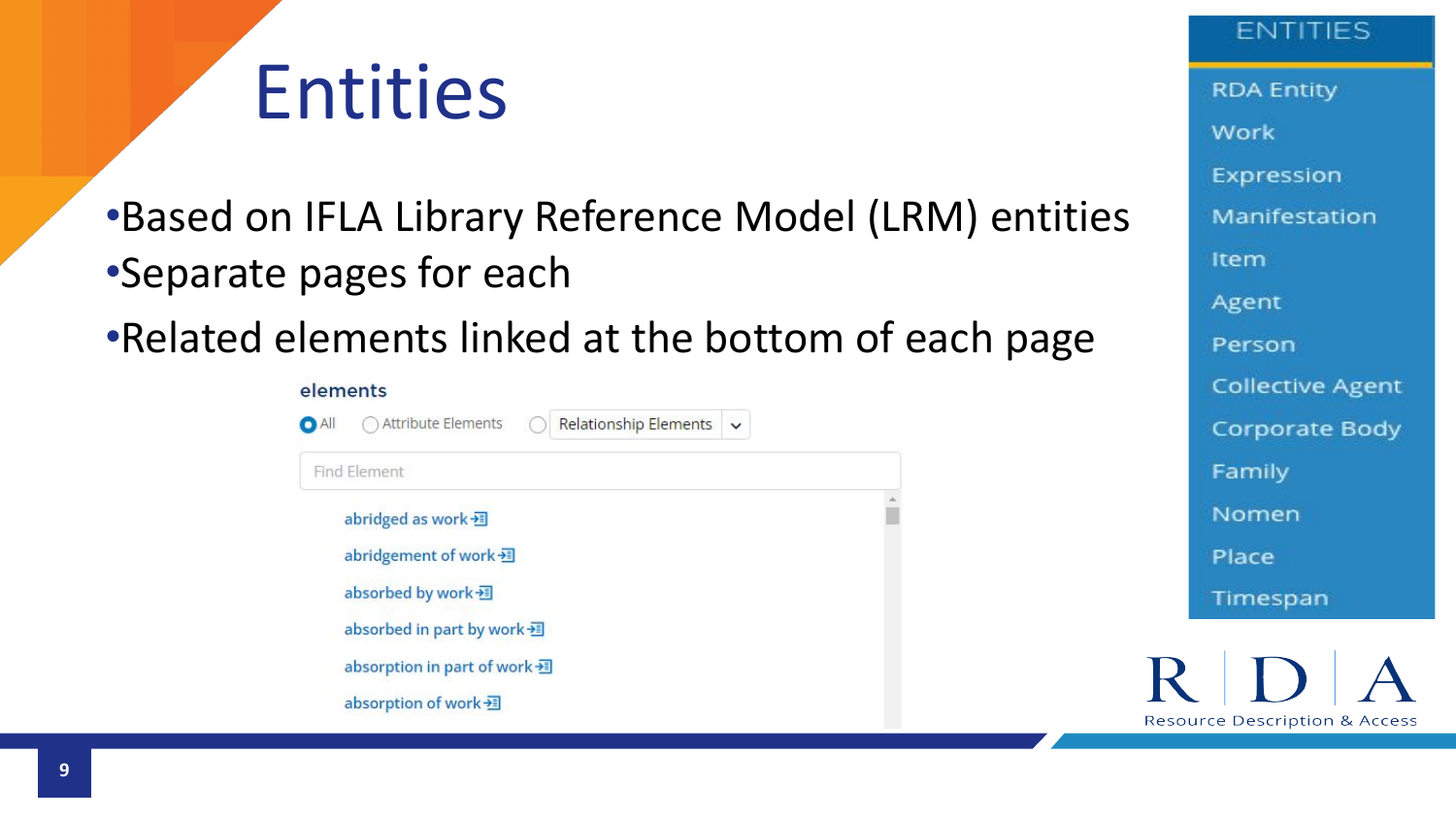# Entities

- Based on IFLA Library Reference Model (LRM) entities
- Separate pages for each
- Related elements linked at the bottom of each page

**elements**

All | Attribute Elements | Relationship Elements

Find Element

- abridged as work
- abridgement of work
- absorbed by work
- absorbed in part by work
- absorption in part of work
- absorption of work

**ENTITIES**

- RDA Entity
- Work
- Expression
- Manifestation
- Item
- Agent
- Person
- Collective Agent
- Corporate Body
- Family
- Nomen
- Place
- Timespan

RDA

Resource Description & Access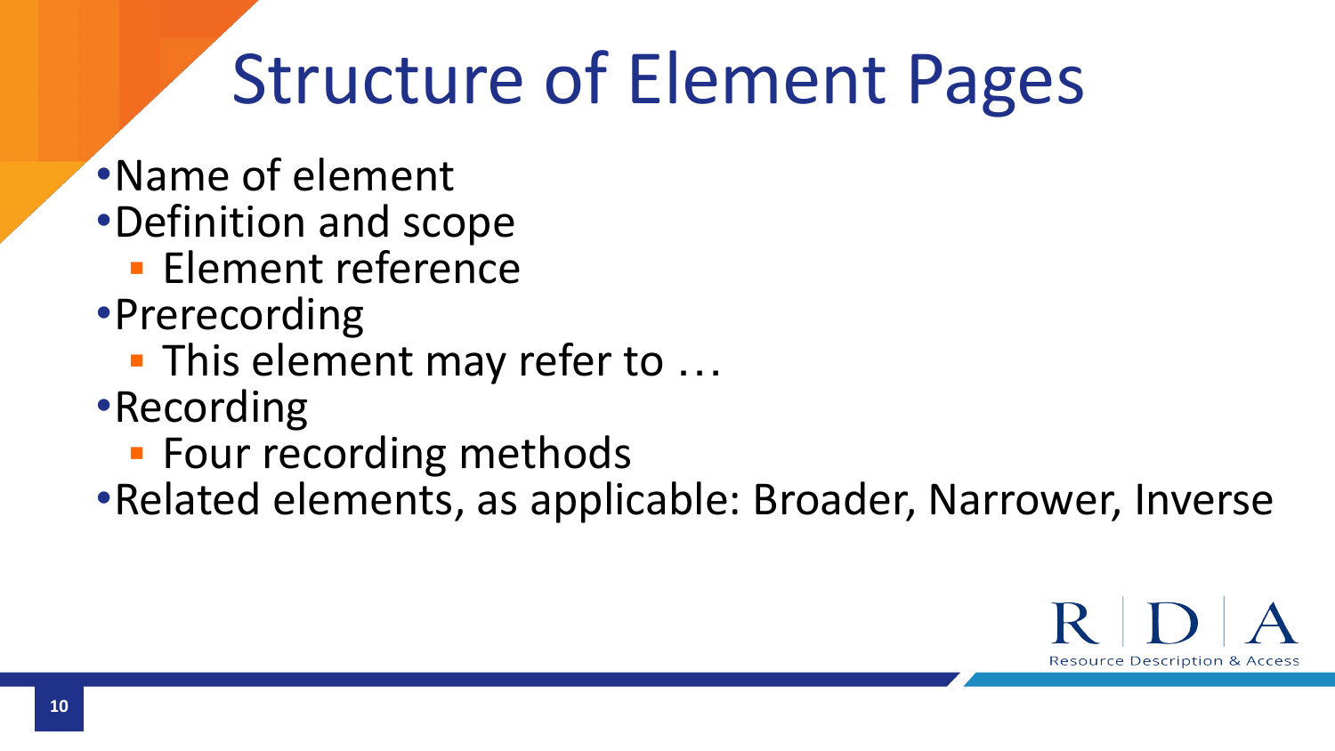# Structure of Element Pages

- Name of element
- Definition and scope
  - Element reference
- Prerecording
  - This element may refer to …
- Recording
  - Four recording methods
- Related elements, as applicable: Broader, Narrower, Inverse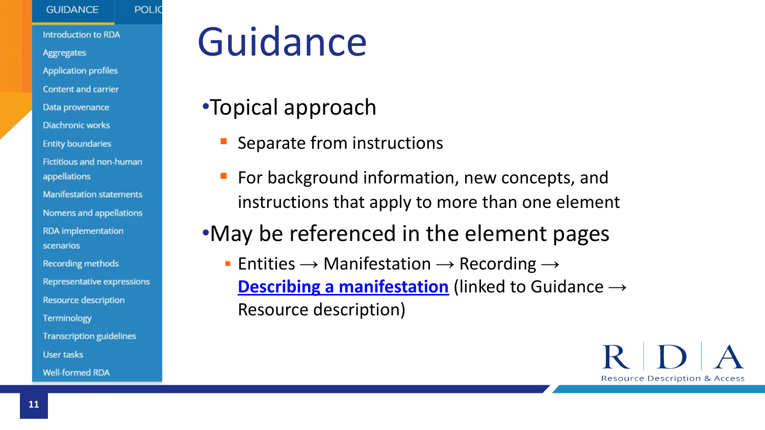GUIDANCE | POLIC

- Introduction to RDA
- Aggregates
- Application profiles
- Content and carrier
- Data provenance
- Diachronic works
- Entity boundaries
- Fictitious and non-human appellations
- Manifestation statements
- Nomens and appellations
- RDA implementation scenarios
- Recording methods
- Representative expressions
- Resource description
- Terminology
- Transcription guidelines
- User tasks
- Well-formed RDA

# Guidance

- Topical approach
  - Separate from instructions
  - For background information, new concepts, and instructions that apply to more than one element
- May be referenced in the element pages
  - Entities → Manifestation → Recording → **Describing a manifestation** (linked to Guidance → Resource description)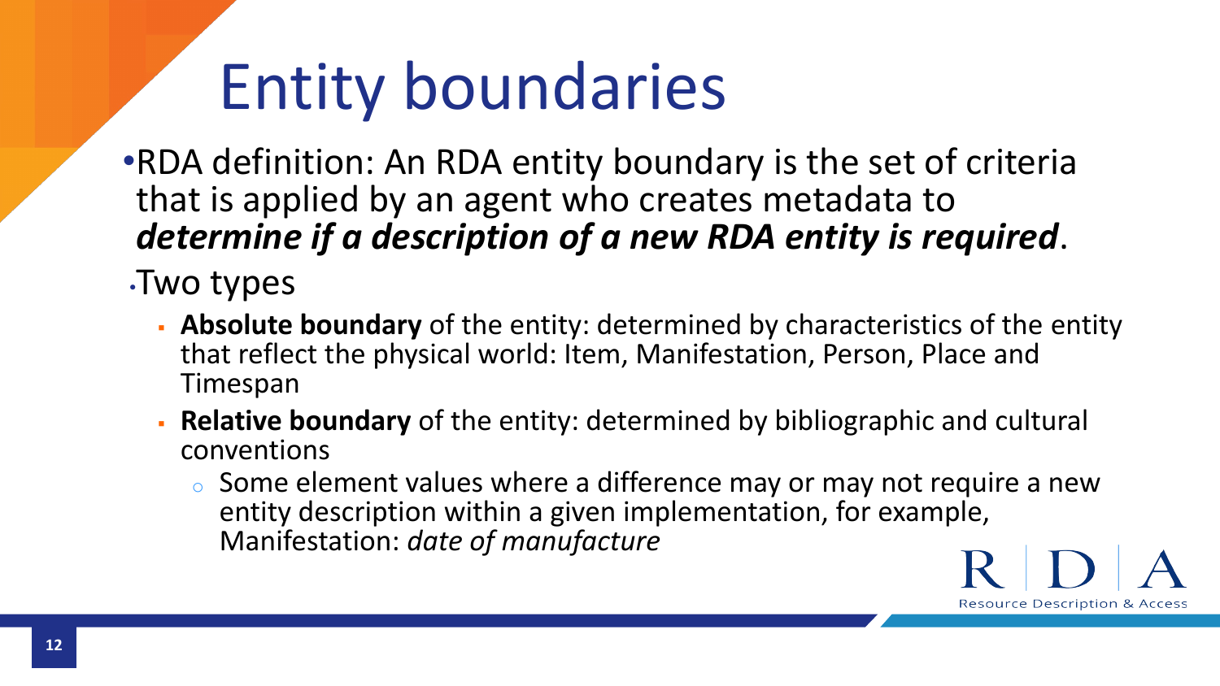# Entity boundaries

- RDA definition: An RDA entity boundary is the set of criteria that is applied by an agent who creates metadata to ***determine if a description of a new RDA entity is required***.
- Two types
  - **Absolute boundary** of the entity: determined by characteristics of the entity that reflect the physical world: Item, Manifestation, Person, Place and Timespan
  - **Relative boundary** of the entity: determined by bibliographic and cultural conventions
    - Some element values where a difference may or may not require a new entity description within a given implementation, for example, Manifestation: *date of manufacture*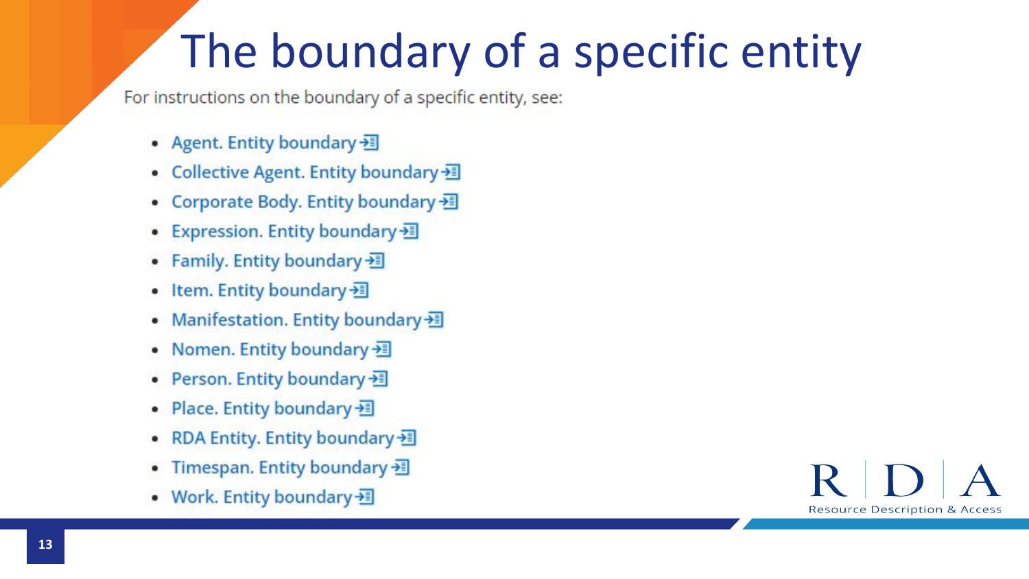# The boundary of a specific entity

For instructions on the boundary of a specific entity, see:

- Agent. Entity boundary
- Collective Agent. Entity boundary
- Corporate Body. Entity boundary
- Expression. Entity boundary
- Family. Entity boundary
- Item. Entity boundary
- Manifestation. Entity boundary
- Nomen. Entity boundary
- Person. Entity boundary
- Place. Entity boundary
- RDA Entity. Entity boundary
- Timespan. Entity boundary
- Work. Entity boundary

RDA Resource Description & Access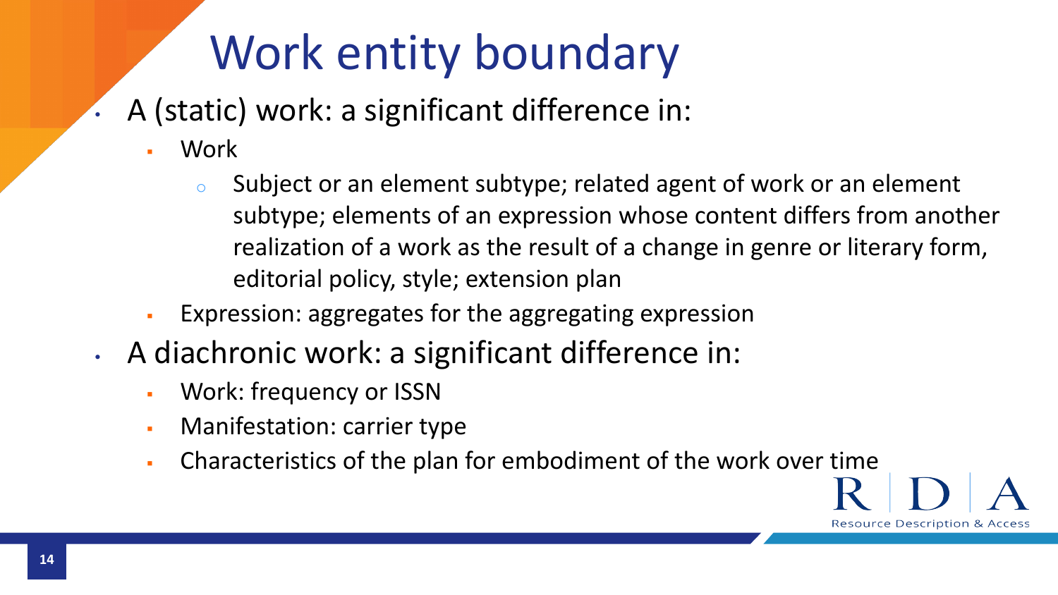# Work entity boundary

- A (static) work: a significant difference in:
  - Work
    - Subject or an element subtype; related agent of work or an element subtype; elements of an expression whose content differs from another realization of a work as the result of a change in genre or literary form, editorial policy, style; extension plan
  - Expression: aggregates for the aggregating expression
- A diachronic work: a significant difference in:
  - Work: frequency or ISSN
  - Manifestation: carrier type
  - Characteristics of the plan for embodiment of the work over time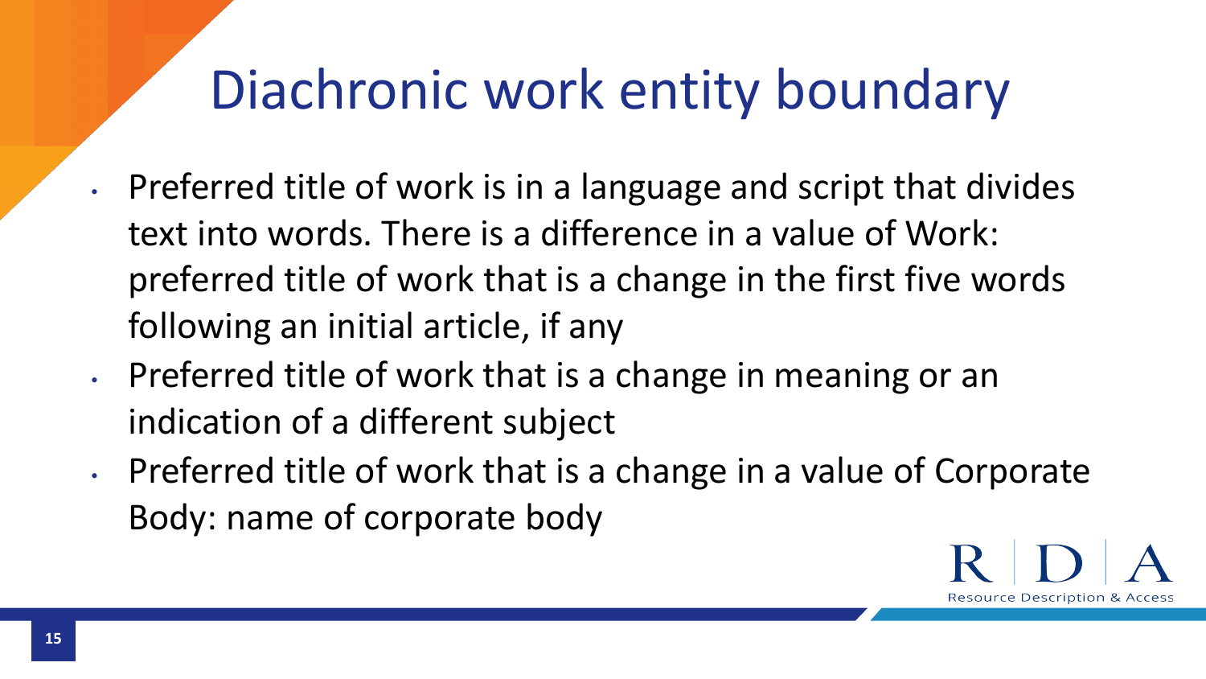# Diachronic work entity boundary

- Preferred title of work is in a language and script that divides text into words. There is a difference in a value of Work: preferred title of work that is a change in the first five words following an initial article, if any
- Preferred title of work that is a change in meaning or an indication of a different subject
- Preferred title of work that is a change in a value of Corporate Body: name of corporate body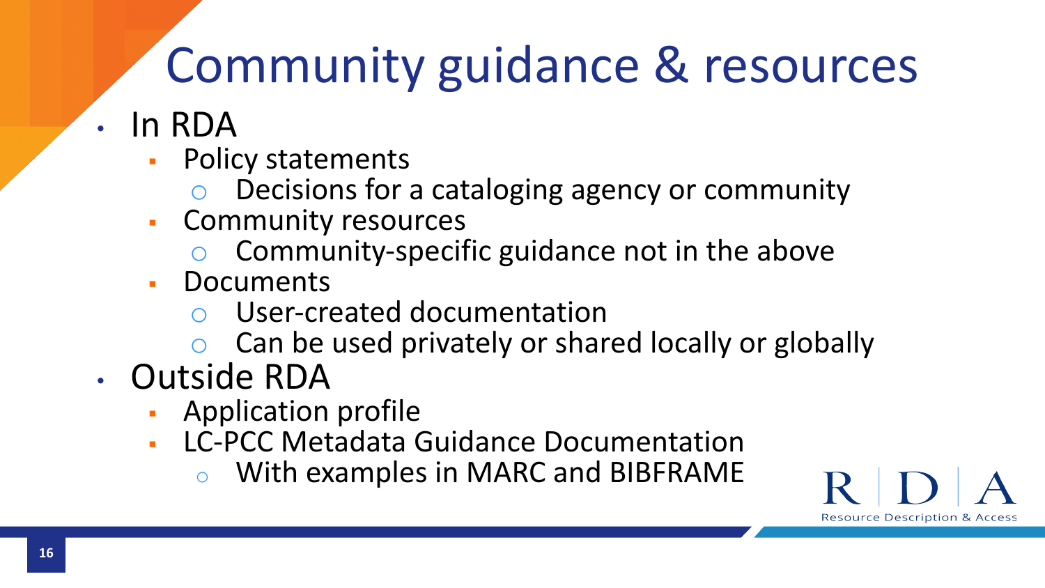# Community guidance & resources

- In RDA
  - Policy statements
    - Decisions for a cataloging agency or community
  - Community resources
    - Community-specific guidance not in the above
  - Documents
    - User-created documentation
    - Can be used privately or shared locally or globally
- Outside RDA
  - Application profile
  - LC-PCC Metadata Guidance Documentation
    - With examples in MARC and BIBFRAME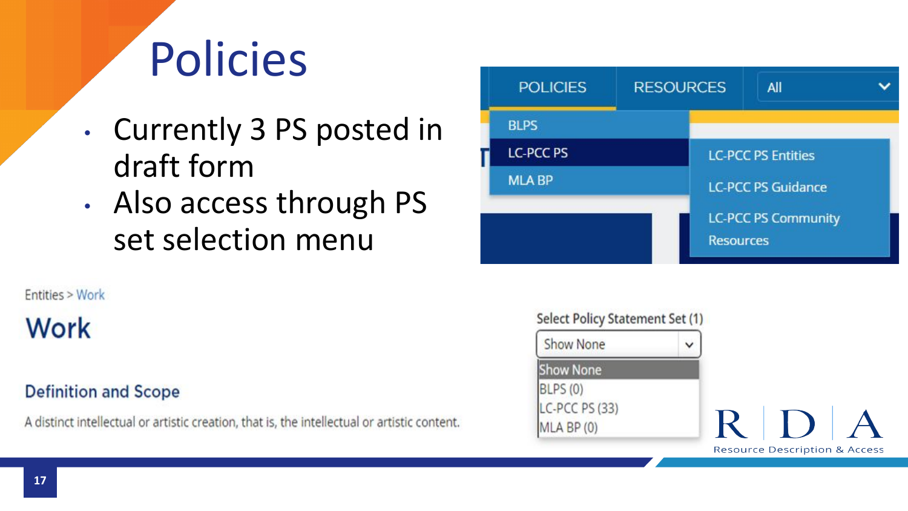# Policies

- Currently 3 PS posted in draft form
- Also access through PS set selection menu

POLICIES | RESOURCES | All

- BLPS
- LC-PCC PS
  - LC-PCC PS Entities
  - LC-PCC PS Guidance
  - LC-PCC PS Community Resources
- MLA BP

Entities > Work

## Work

### Definition and Scope

A distinct intellectual or artistic creation, that is, the intellectual or artistic content.

Select Policy Statement Set (1)

Show None

- Show None
- BLPS (0)
- LC-PCC PS (33)
- MLA BP (0)

RDA Resource Description & Access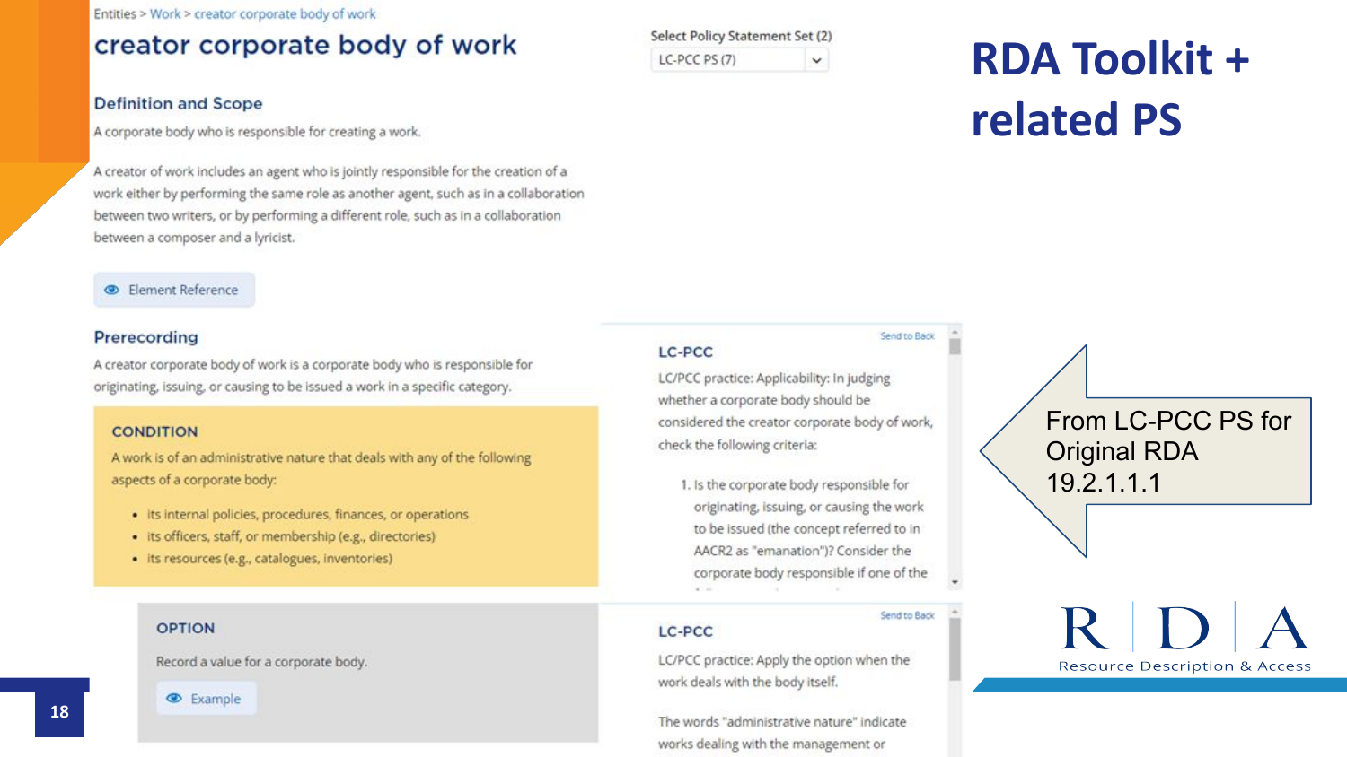# RDA Toolkit + related PS

Entities > Work > creator corporate body of work

## creator corporate body of work

Select Policy Statement Set (2)

LC-PCC PS (7)

### Definition and Scope

A corporate body who is responsible for creating a work.

A creator of work includes an agent who is jointly responsible for the creation of a work either by performing the same role as another agent, such as in a collaboration between two writers, or by performing a different role, such as in a collaboration between a composer and a lyricist.

Element Reference

### Prerecording

A creator corporate body of work is a corporate body who is responsible for originating, issuing, or causing to be issued a work in a specific category.

**CONDITION**

A work is of an administrative nature that deals with any of the following aspects of a corporate body:

- its internal policies, procedures, finances, or operations
- its officers, staff, or membership (e.g., directories)
- its resources (e.g., catalogues, inventories)

**OPTION**

Record a value for a corporate body.

Example

**LC-PCC**

LC/PCC practice: Applicability: In judging whether a corporate body should be considered the creator corporate body of work, check the following criteria:

1. Is the corporate body responsible for originating, issuing, or causing the work to be issued (the concept referred to in AACR2 as "emanation")? Consider the corporate body responsible if one of the …

**LC-PCC**

LC/PCC practice: Apply the option when the work deals with the body itself.

The words "administrative nature" indicate works dealing with the management or

From LC-PCC PS for Original RDA 19.2.1.1.1

RDA — Resource Description & Access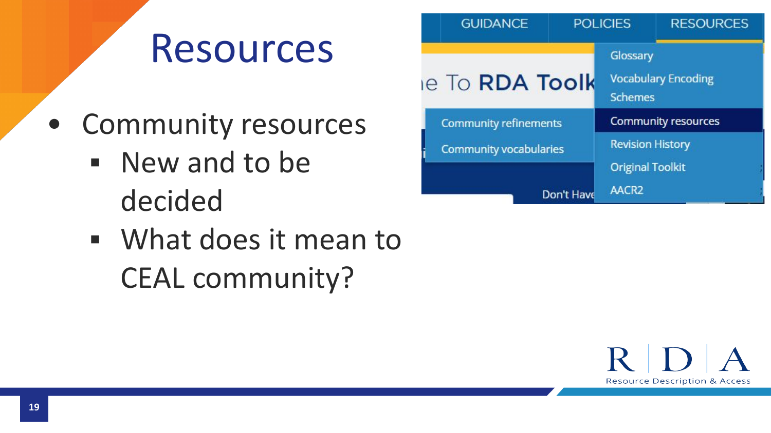# Resources

- Community resources
  - New and to be decided
  - What does it mean to CEAL community?

| GUIDANCE | POLICIES | RESOURCES |
| --- | --- | --- |

...e To RDA Toolk...

- Community refinements
- Community vocabularies

- Glossary
- Vocabulary Encoding Schemes
- Community resources
- Revision History
- Original Toolkit
- AACR2

Don't Have...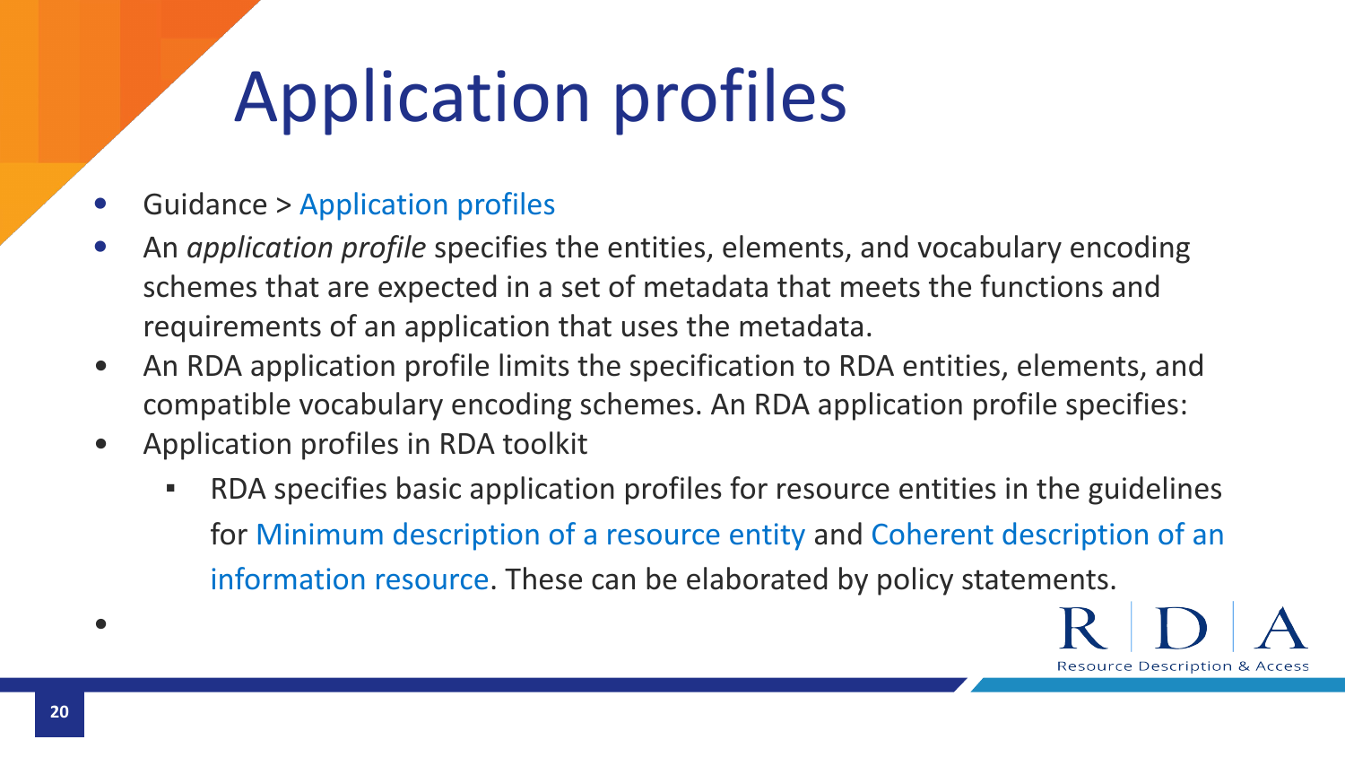# Application profiles

- Guidance > Application profiles
- An *application profile* specifies the entities, elements, and vocabulary encoding schemes that are expected in a set of metadata that meets the functions and requirements of an application that uses the metadata.
- An RDA application profile limits the specification to RDA entities, elements, and compatible vocabulary encoding schemes. An RDA application profile specifies:
- Application profiles in RDA toolkit
  - RDA specifies basic application profiles for resource entities in the guidelines for Minimum description of a resource entity and Coherent description of an information resource. These can be elaborated by policy statements.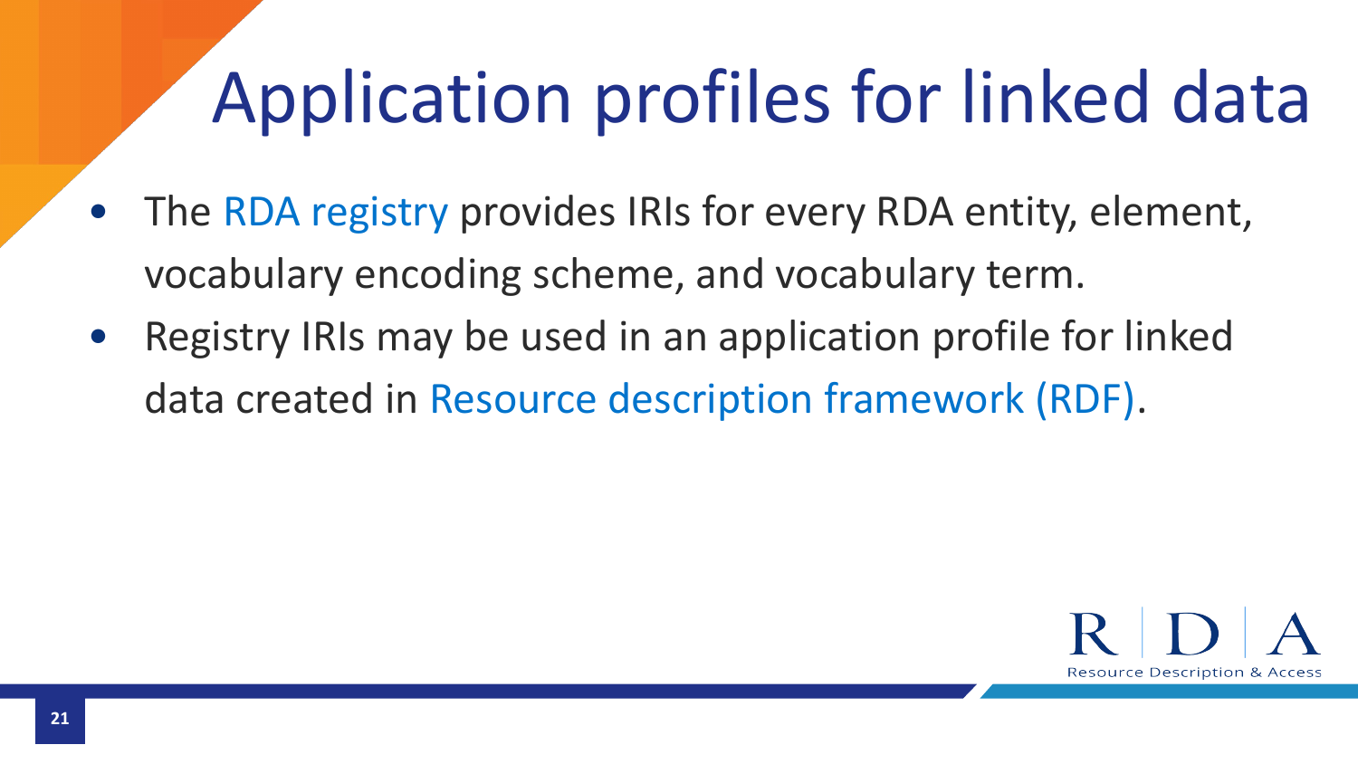# Application profiles for linked data

- The RDA registry provides IRIs for every RDA entity, element, vocabulary encoding scheme, and vocabulary term.
- Registry IRIs may be used in an application profile for linked data created in Resource description framework (RDF).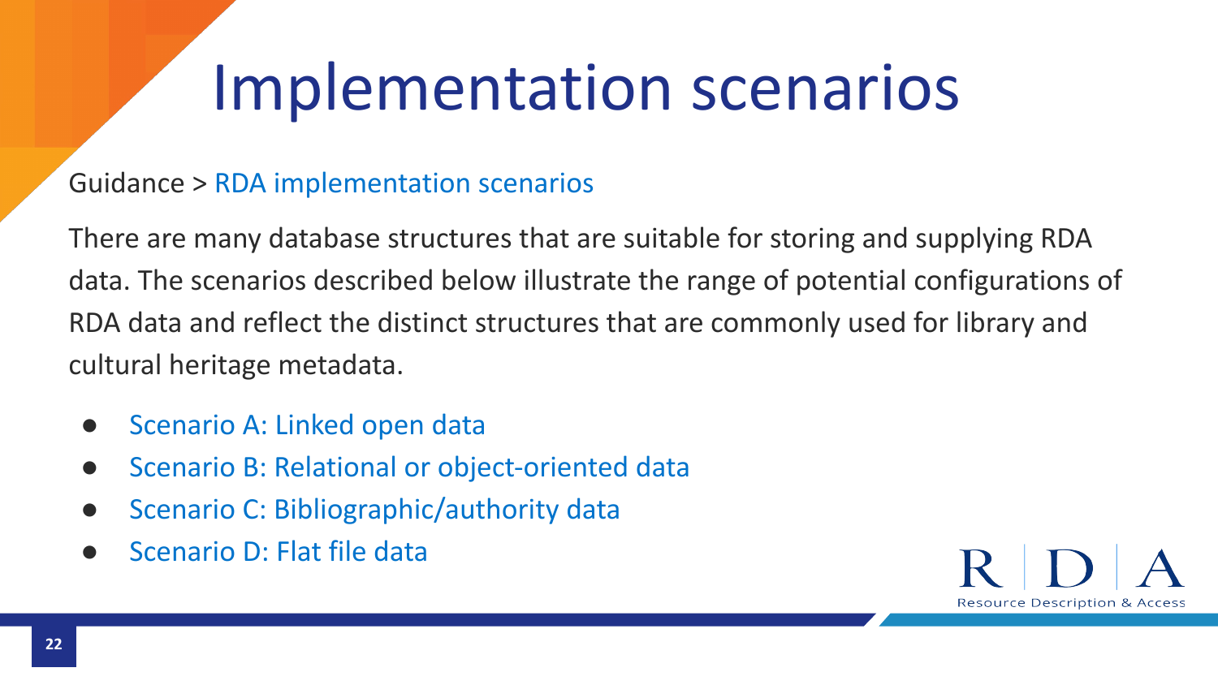# Implementation scenarios

Guidance > RDA implementation scenarios

There are many database structures that are suitable for storing and supplying RDA data. The scenarios described below illustrate the range of potential configurations of RDA data and reflect the distinct structures that are commonly used for library and cultural heritage metadata.

- Scenario A: Linked open data
- Scenario B: Relational or object-oriented data
- Scenario C: Bibliographic/authority data
- Scenario D: Flat file data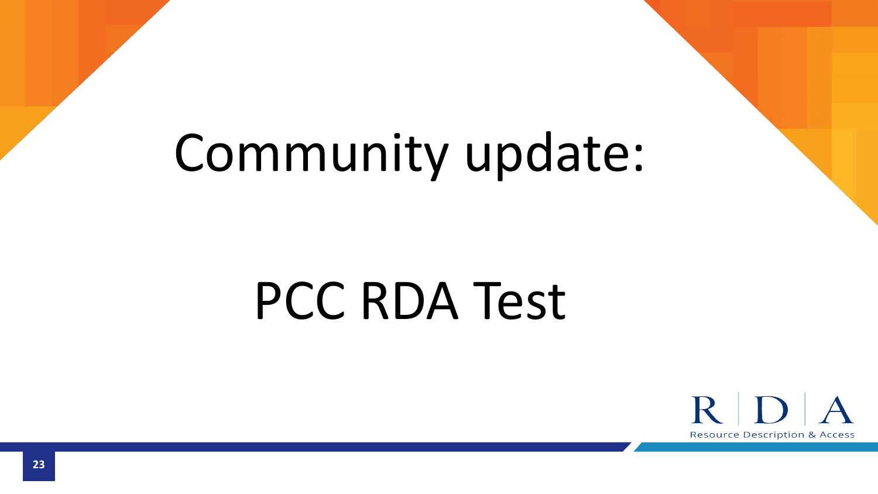# Community update:

# PCC RDA Test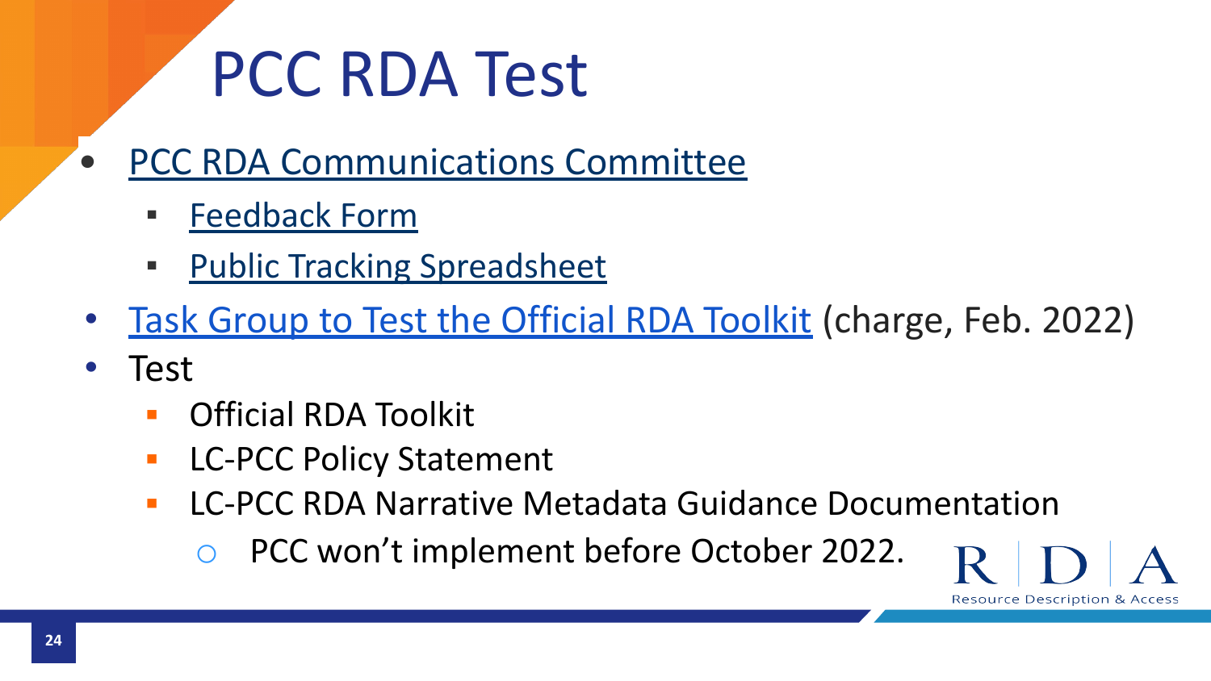# PCC RDA Test

- PCC RDA Communications Committee
  - Feedback Form
  - Public Tracking Spreadsheet
- Task Group to Test the Official RDA Toolkit (charge, Feb. 2022)
- Test
  - Official RDA Toolkit
  - LC-PCC Policy Statement
  - LC-PCC RDA Narrative Metadata Guidance Documentation
    - PCC won't implement before October 2022.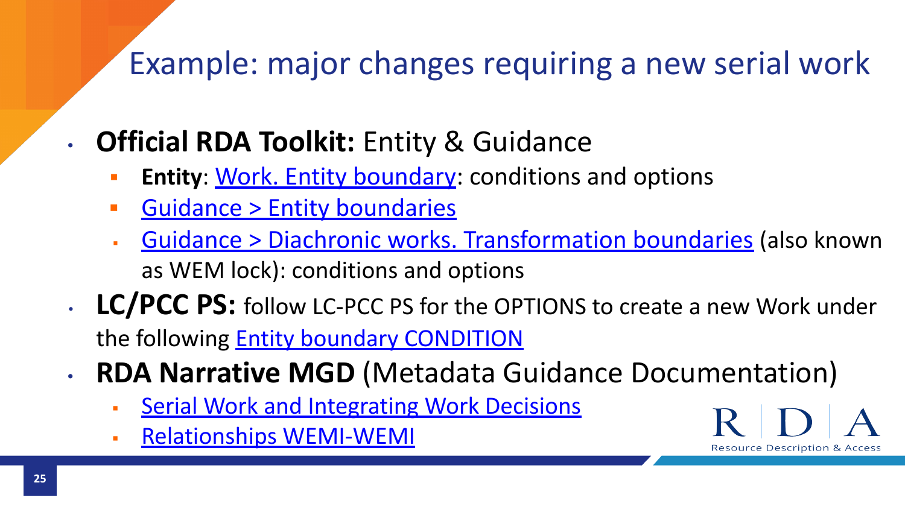# Example: major changes requiring a new serial work

- **Official RDA Toolkit:** Entity & Guidance
  - **Entity**: Work. Entity boundary: conditions and options
  - Guidance > Entity boundaries
  - Guidance > Diachronic works. Transformation boundaries (also known as WEM lock): conditions and options
- **LC/PCC PS:** follow LC-PCC PS for the OPTIONS to create a new Work under the following Entity boundary CONDITION
- **RDA Narrative MGD** (Metadata Guidance Documentation)
  - Serial Work and Integrating Work Decisions
  - Relationships WEMI-WEMI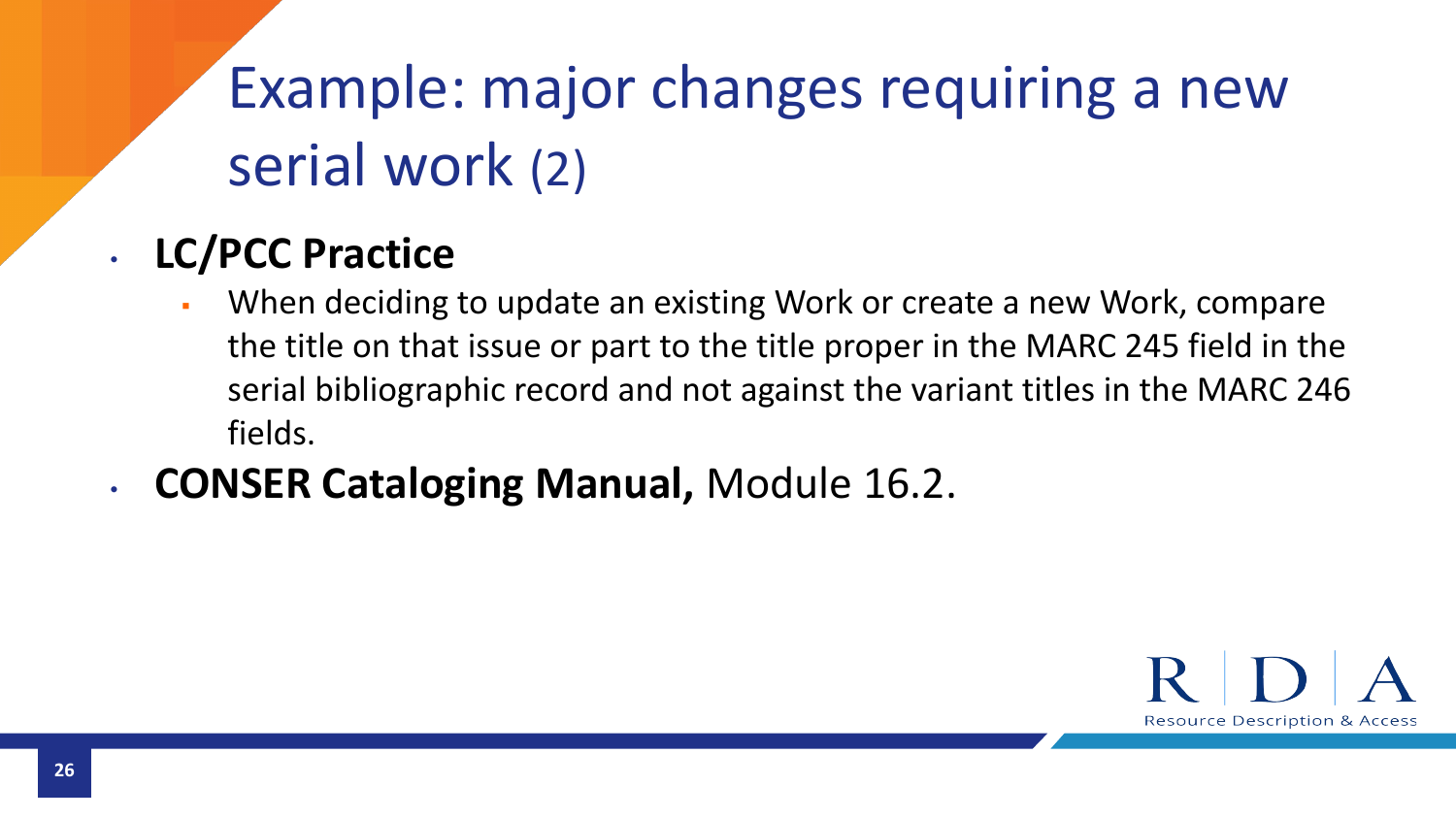# Example: major changes requiring a new serial work (2)

- **LC/PCC Practice**
  - When deciding to update an existing Work or create a new Work, compare the title on that issue or part to the title proper in the MARC 245 field in the serial bibliographic record and not against the variant titles in the MARC 246 fields.
- **CONSER Cataloging Manual,** Module 16.2.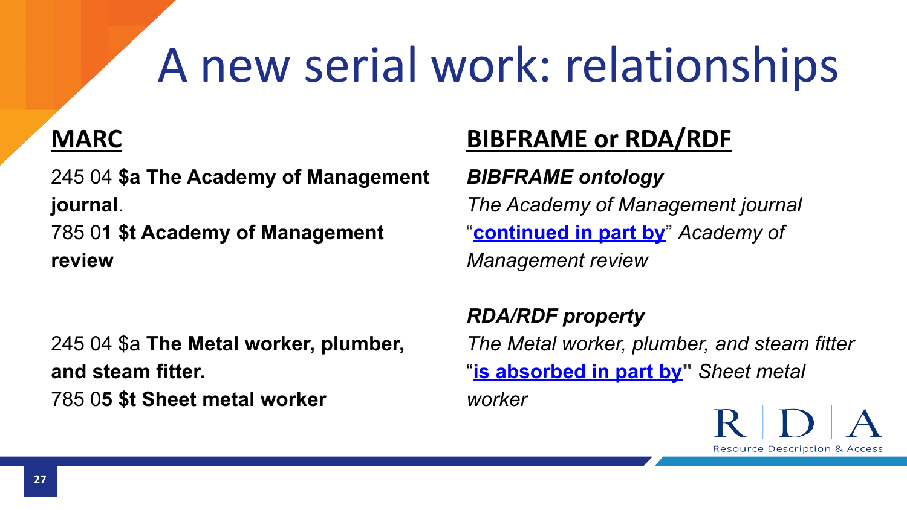# A new serial work: relationships

## MARC

245 04 **$a The Academy of Management journal**.
785 0**1 $t Academy of Management review**

245 04 $a **The Metal worker, plumber, and steam fitter.**
785 0**5 $t Sheet metal worker**

## BIBFRAME or RDA/RDF

***BIBFRAME ontology***

*The Academy of Management journal* "**continued in part by**" *Academy of Management review*

***RDA/RDF property***

*The Metal worker, plumber, and steam fitter* "**is absorbed in part by**" *Sheet metal worker*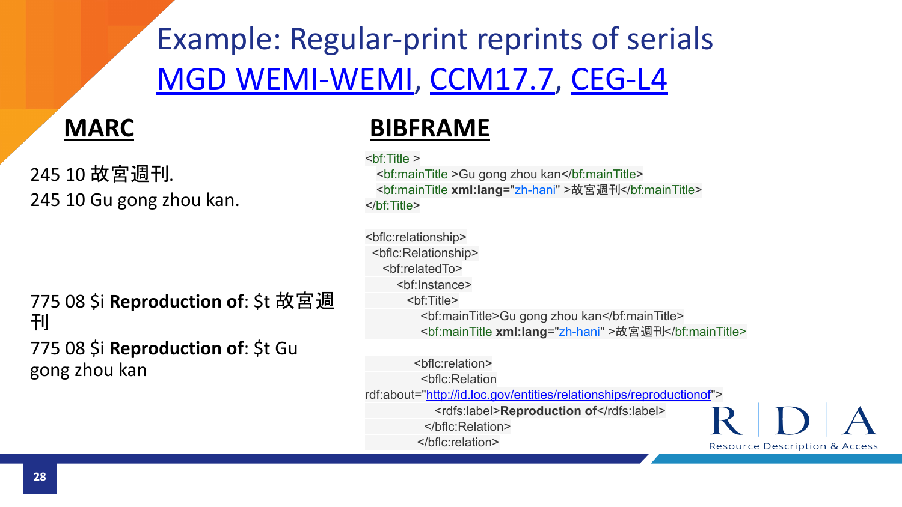# Example: Regular-print reprints of serials

## [MGD WEMI-WEMI](), [CCM17.7](), [CEG-L4]()

## MARC

245 10 故宮週刊.

245 10 Gu gong zhou kan.

775 08 $i **Reproduction of**: $t 故宮週刊

775 08 $i **Reproduction of**: $t Gu gong zhou kan

## BIBFRAME

```
<bf:Title >
   <bf:mainTitle >Gu gong zhou kan</bf:mainTitle>
   <bf:mainTitle xml:lang="zh-hani" >故宮週刊</bf:mainTitle>
</bf:Title>

<bflc:relationship>
  <bflc:Relationship>
    <bf:relatedTo>
      <bf:Instance>
        <bf:Title>
          <bf:mainTitle>Gu gong zhou kan</bf:mainTitle>
          <bf:mainTitle xml:lang="zh-hani" >故宮週刊</bf:mainTitle>

      <bflc:relation>
        <bflc:Relation
rdf:about="http://id.loc.gov/entities/relationships/reproductionof">
          <rdfs:label>Reproduction of</rdfs:label>
        </bflc:Relation>
      </bflc:relation>
```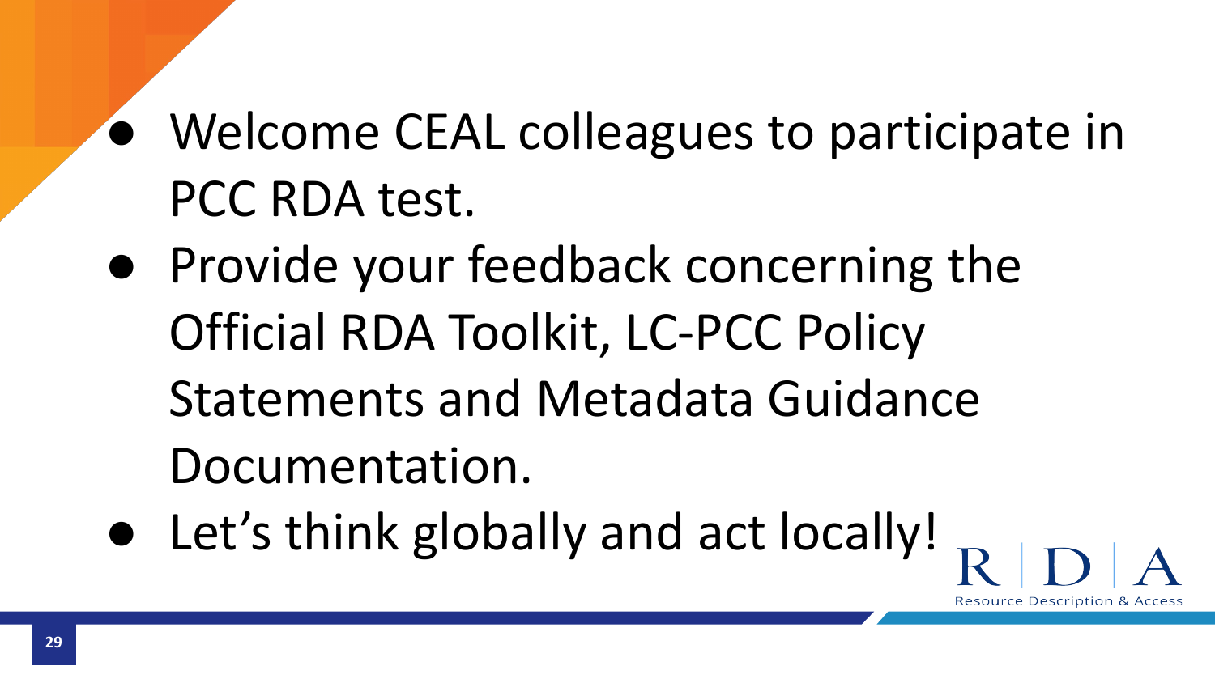- Welcome CEAL colleagues to participate in PCC RDA test.
- Provide your feedback concerning the Official RDA Toolkit, LC-PCC Policy Statements and Metadata Guidance Documentation.
- Let’s think globally and act locally!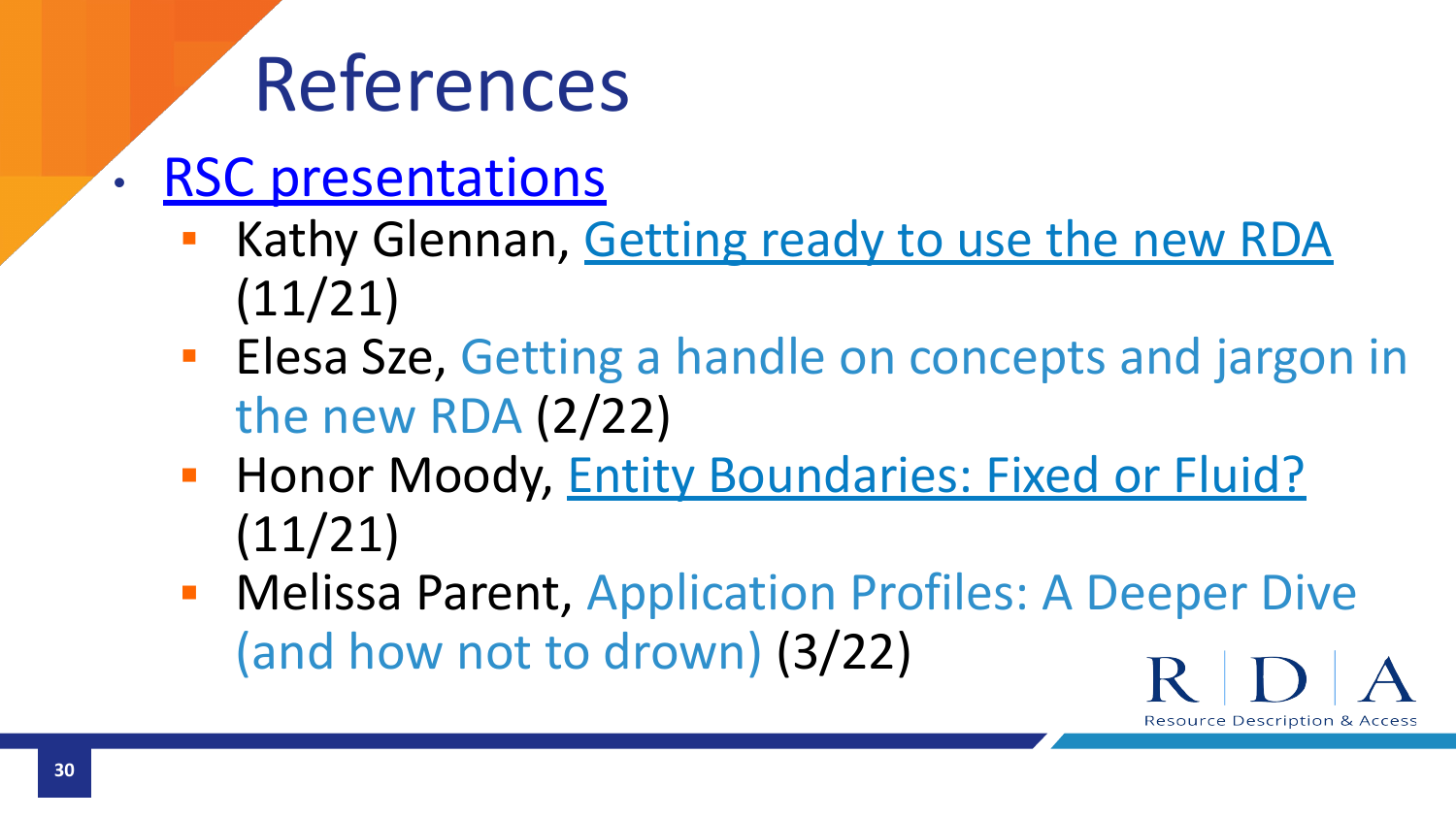# References

- RSC presentations
  - Kathy Glennan, Getting ready to use the new RDA (11/21)
  - Elesa Sze, Getting a handle on concepts and jargon in the new RDA (2/22)
  - Honor Moody, Entity Boundaries: Fixed or Fluid? (11/21)
  - Melissa Parent, Application Profiles: A Deeper Dive (and how not to drown) (3/22)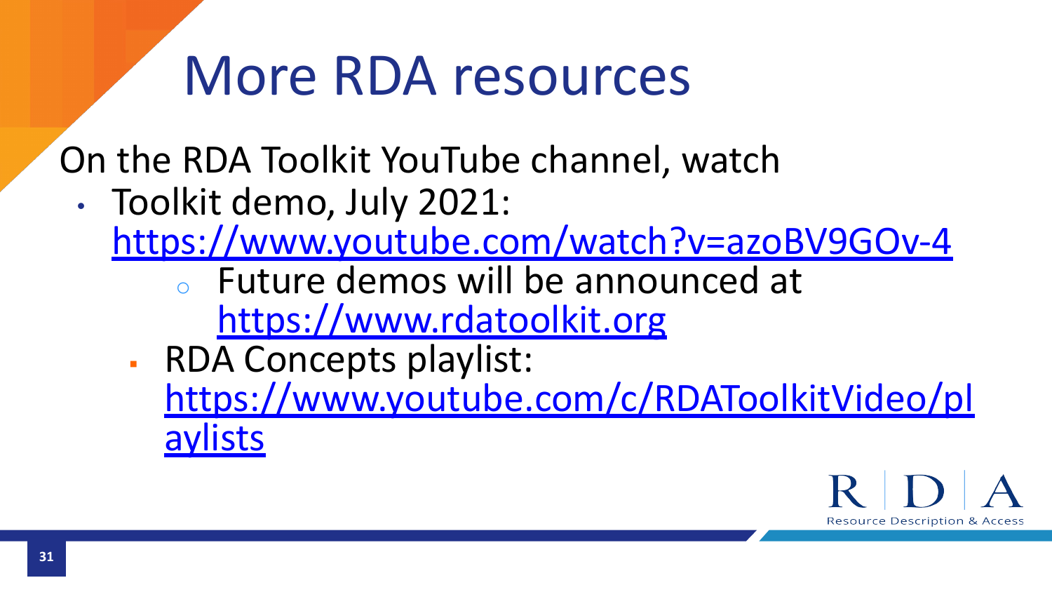# More RDA resources

On the RDA Toolkit YouTube channel, watch

- Toolkit demo, July 2021: https://www.youtube.com/watch?v=azoBV9GOv-4
  - Future demos will be announced at https://www.rdatoolkit.org
- RDA Concepts playlist: https://www.youtube.com/c/RDAToolkitVideo/playlists

R | D | A
Resource Description & Access